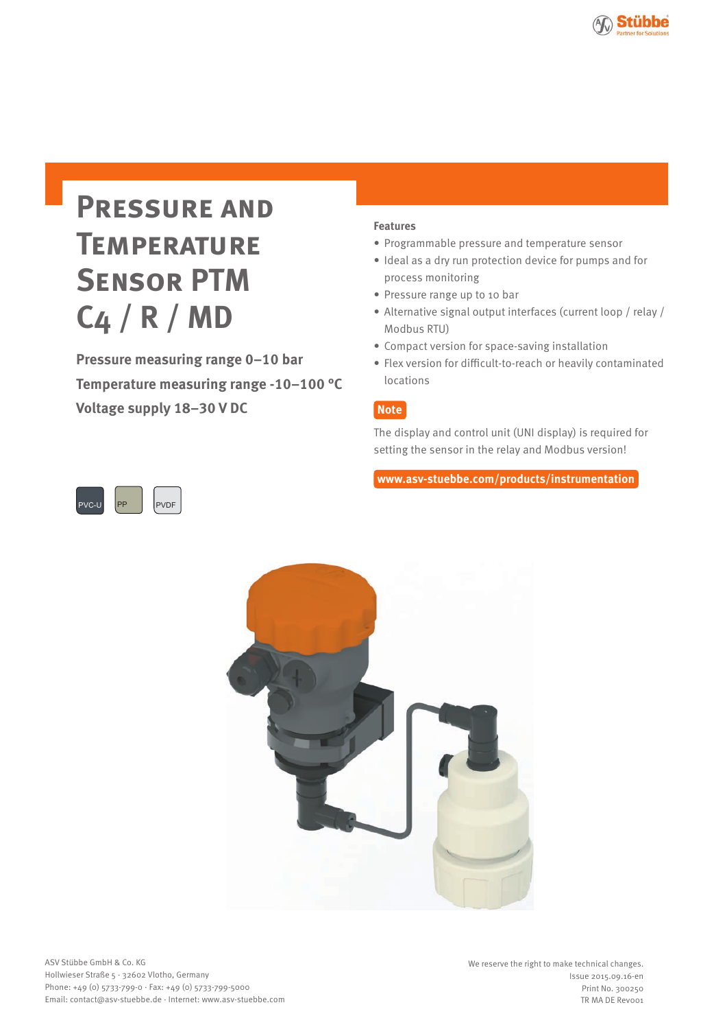# Pressure and Temperature Sensor PTM C4 / R / MD

**Pressure measuring range 0–10 bar**

**Temperature measuring range -10–100 °C**

**Voltage supply 18–30 V DC**

PVC-U PP PVDF

**Features**

- Programmable pressure and temperature sensor
- Ideal as a dry run protection device for pumps and for process monitoring
- Pressure range up to 10 bar
- Alternative signal output interfaces (current loop / relay / Modbus RTU)
- Compact version for space-saving installation
- Flex version for difficult-to-reach or heavily contaminated locations

**Note**

The display and control unit (UNI display) is required for setting the sensor in the relay and Modbus version!

**www.asv-stuebbe.com/products/instrumentation**

ASV Stübbe GmbH & Co. KG
Hollwieser Straße 5 · 32602 Vlotho, Germany
Phone: +49 (0) 5733-799-0 · Fax: +49 (0) 5733-799-5000
Email: contact@asv-stuebbe.de · Internet: www.asv-stuebbe.com

We reserve the right to make technical changes.
Issue 2015.09.16-en
Print No. 300250
TR MA DE Rev001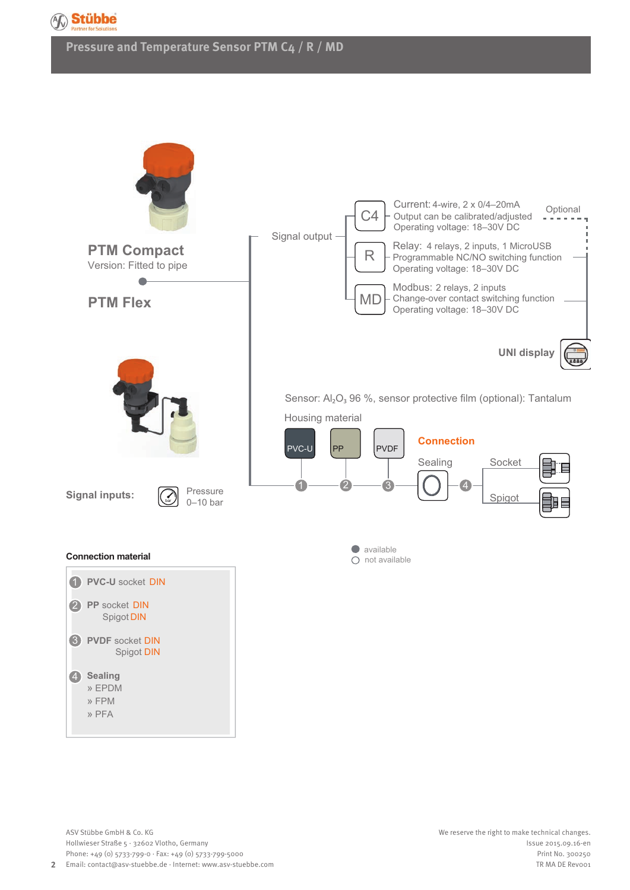# Pressure and Temperature Sensor PTM C4 / R / MD

## PTM Compact

Version: Fitted to pipe

## PTM Flex

Signal output

- **C4** – Current: 4-wire, 2 x 0/4–20mA
  Output can be calibrated/adjusted
  Operating voltage: 18–30V DC
- **R** – Relay: 4 relays, 2 inputs, 1 MicroUSB
  Programmable NC/NO switching function
  Operating voltage: 18–30V DC
- **MD** – Modbus: 2 relays, 2 inputs
  Change-over contact switching function
  Operating voltage: 18–30V DC

Optional

**UNI display**

Sensor: $Al_2O_3$ 96 %, sensor protective film (optional): Tantalum

Housing material

PVC-U ① – PP ② – PVDF ③

**Connection**

Sealing ④

Socket

Spigot

**Signal inputs:** Pressure 0–10 bar

● available
○ not available

**Connection material**

1. **PVC-U** socket DIN
2. **PP** socket DIN
   Spigot DIN
3. **PVDF** socket DIN
   Spigot DIN
4. **Sealing**
   » EPDM
   » FPM
   » PFA

ASV Stübbe GmbH & Co. KG
Hollwieser Straße 5 · 32602 Vlotho, Germany
Phone: +49 (0) 5733-799-0 · Fax: +49 (0) 5733-799-5000
Email: contact@asv-stuebbe.de · Internet: www.asv-stuebbe.com

We reserve the right to make technical changes.
Issue 2015.09.16-en
Print No. 300250
TR MA DE Rev001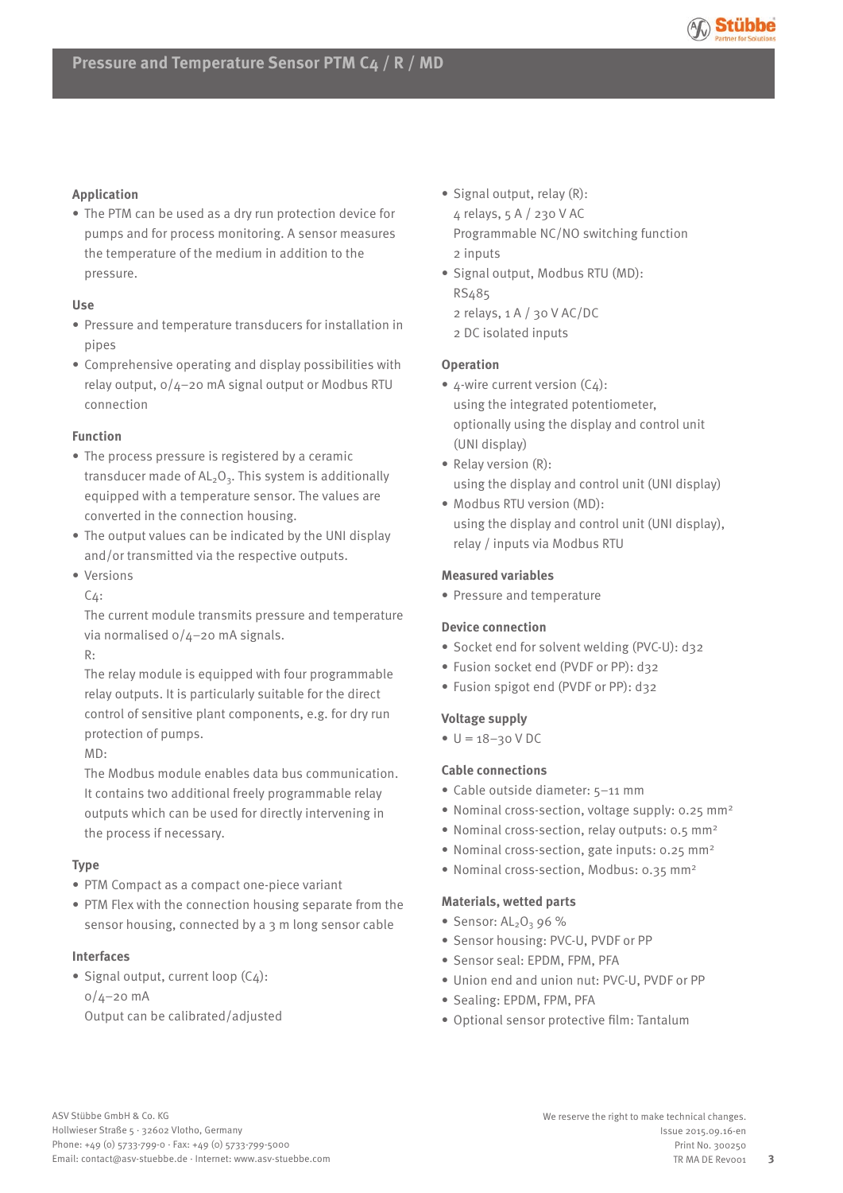# Pressure and Temperature Sensor PTM C4 / R / MD

## Application

- The PTM can be used as a dry run protection device for pumps and for process monitoring. A sensor measures the temperature of the medium in addition to the pressure.

## Use

- Pressure and temperature transducers for installation in pipes
- Comprehensive operating and display possibilities with relay output, 0/4–20 mA signal output or Modbus RTU connection

## Function

- The process pressure is registered by a ceramic transducer made of $AL_2O_3$. This system is additionally equipped with a temperature sensor. The values are converted in the connection housing.
- The output values can be indicated by the UNI display and/or transmitted via the respective outputs.
- Versions
  C4:
  The current module transmits pressure and temperature via normalised 0/4–20 mA signals.
  R:
  The relay module is equipped with four programmable relay outputs. It is particularly suitable for the direct control of sensitive plant components, e.g. for dry run protection of pumps.
  MD:
  The Modbus module enables data bus communication. It contains two additional freely programmable relay outputs which can be used for directly intervening in the process if necessary.

## Type

- PTM Compact as a compact one-piece variant
- PTM Flex with the connection housing separate from the sensor housing, connected by a 3 m long sensor cable

## Interfaces

- Signal output, current loop (C4):
  0/4–20 mA
  Output can be calibrated/adjusted
- Signal output, relay (R):
  4 relays, 5 A / 230 V AC
  Programmable NC/NO switching function
  2 inputs
- Signal output, Modbus RTU (MD):
  RS485
  2 relays, 1 A / 30 V AC/DC
  2 DC isolated inputs

## Operation

- 4-wire current version (C4):
  using the integrated potentiometer, optionally using the display and control unit (UNI display)
- Relay version (R):
  using the display and control unit (UNI display)
- Modbus RTU version (MD):
  using the display and control unit (UNI display), relay / inputs via Modbus RTU

## Measured variables

- Pressure and temperature

## Device connection

- Socket end for solvent welding (PVC-U): d32
- Fusion socket end (PVDF or PP): d32
- Fusion spigot end (PVDF or PP): d32

## Voltage supply

- U = 18–30 V DC

## Cable connections

- Cable outside diameter: 5–11 mm
- Nominal cross-section, voltage supply: 0.25 mm²
- Nominal cross-section, relay outputs: 0.5 mm²
- Nominal cross-section, gate inputs: 0.25 mm²
- Nominal cross-section, Modbus: 0.35 mm²

## Materials, wetted parts

- Sensor: $AL_2O_3$ 96 %
- Sensor housing: PVC-U, PVDF or PP
- Sensor seal: EPDM, FPM, PFA
- Union end and union nut: PVC-U, PVDF or PP
- Sealing: EPDM, FPM, PFA
- Optional sensor protective film: Tantalum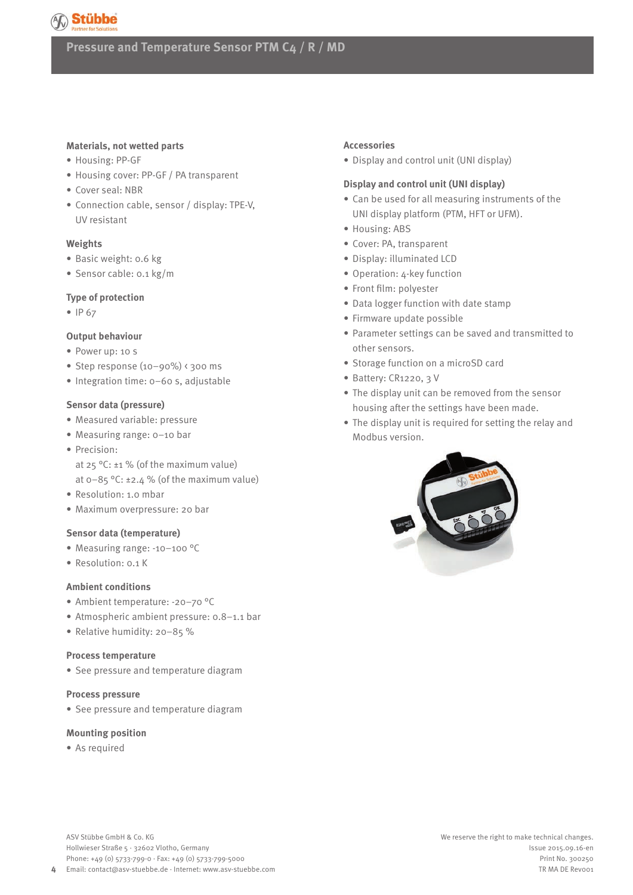# Pressure and Temperature Sensor PTM C4 / R / MD

### Materials, not wetted parts

- Housing: PP-GF
- Housing cover: PP-GF / PA transparent
- Cover seal: NBR
- Connection cable, sensor / display: TPE-V, UV resistant

### Weights

- Basic weight: 0.6 kg
- Sensor cable: 0.1 kg/m

### Type of protection

- IP 67

### Output behaviour

- Power up: 10 s
- Step response (10–90%) < 300 ms
- Integration time: 0–60 s, adjustable

### Sensor data (pressure)

- Measured variable: pressure
- Measuring range: 0–10 bar
- Precision:
  at 25 °C: ±1 % (of the maximum value)
  at 0–85 °C: ±2.4 % (of the maximum value)
- Resolution: 1.0 mbar
- Maximum overpressure: 20 bar

### Sensor data (temperature)

- Measuring range: -10–100 °C
- Resolution: 0.1 K

### Ambient conditions

- Ambient temperature: -20–70 °C
- Atmospheric ambient pressure: 0.8–1.1 bar
- Relative humidity: 20–85 %

### Process temperature

- See pressure and temperature diagram

### Process pressure

- See pressure and temperature diagram

### Mounting position

- As required

### Accessories

- Display and control unit (UNI display)

### Display and control unit (UNI display)

- Can be used for all measuring instruments of the UNI display platform (PTM, HFT or UFM).
- Housing: ABS
- Cover: PA, transparent
- Display: illuminated LCD
- Operation: 4-key function
- Front film: polyester
- Data logger function with date stamp
- Firmware update possible
- Parameter settings can be saved and transmitted to other sensors.
- Storage function on a microSD card
- Battery: CR1220, 3 V
- The display unit can be removed from the sensor housing after the settings have been made.
- The display unit is required for setting the relay and Modbus version.

ASV Stübbe GmbH & Co. KG
Hollwieser Straße 5 · 32602 Vlotho, Germany
Phone: +49 (0) 5733-799-0 · Fax: +49 (0) 5733-799-5000
Email: contact@asv-stuebbe.de · Internet: www.asv-stuebbe.com

We reserve the right to make technical changes.
Issue 2015.09.16-en
Print No. 300250
TR MA DE Rev001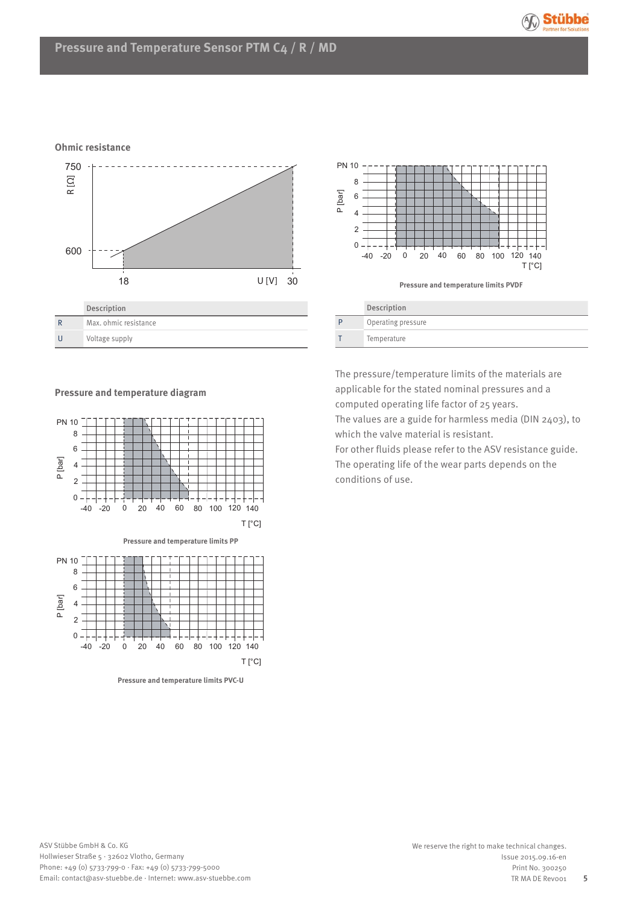## Ohmic resistance

| | Description |
|---|---|
| R | Max. ohmic resistance |
| U | Voltage supply |

Pressure and temperature limits PVDF

| | Description |
|---|---|
| P | Operating pressure |
| T | Temperature |

## Pressure and temperature diagram

Pressure and temperature limits PP

Pressure and temperature limits PVC-U

The pressure/temperature limits of the materials are applicable for the stated nominal pressures and a computed operating life factor of 25 years.
The values are a guide for harmless media (DIN 2403), to which the valve material is resistant.
For other fluids please refer to the ASV resistance guide.
The operating life of the wear parts depends on the conditions of use.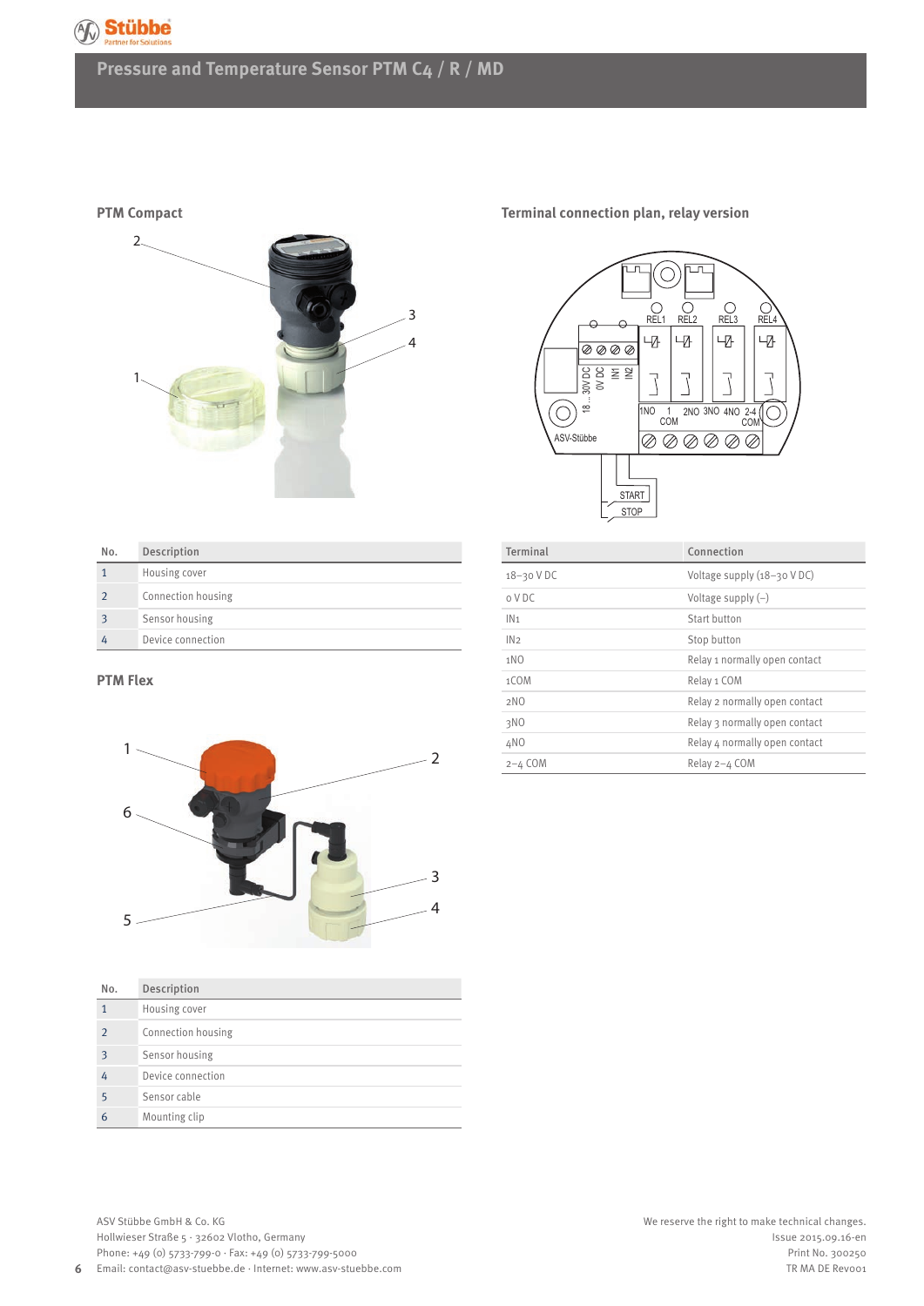# Pressure and Temperature Sensor PTM C4 / R / MD

## PTM Compact

| No. | Description |
|---|---|
| 1 | Housing cover |
| 2 | Connection housing |
| 3 | Sensor housing |
| 4 | Device connection |

## PTM Flex

| No. | Description |
|---|---|
| 1 | Housing cover |
| 2 | Connection housing |
| 3 | Sensor housing |
| 4 | Device connection |
| 5 | Sensor cable |
| 6 | Mounting clip |

## Terminal connection plan, relay version

| Terminal | Connection |
|---|---|
| 18–30 V DC | Voltage supply (18–30 V DC) |
| 0 V DC | Voltage supply (–) |
| IN1 | Start button |
| IN2 | Stop button |
| 1NO | Relay 1 normally open contact |
| 1COM | Relay 1 COM |
| 2NO | Relay 2 normally open contact |
| 3NO | Relay 3 normally open contact |
| 4NO | Relay 4 normally open contact |
| 2–4 COM | Relay 2–4 COM |

ASV Stübbe GmbH & Co. KG
Hollwieser Straße 5 · 32602 Vlotho, Germany
Phone: +49 (0) 5733-799-0 · Fax: +49 (0) 5733-799-5000
Email: contact@asv-stuebbe.de · Internet: www.asv-stuebbe.com

We reserve the right to make technical changes.
Issue 2015.09.16-en
Print No. 300250
TR MA DE Rev001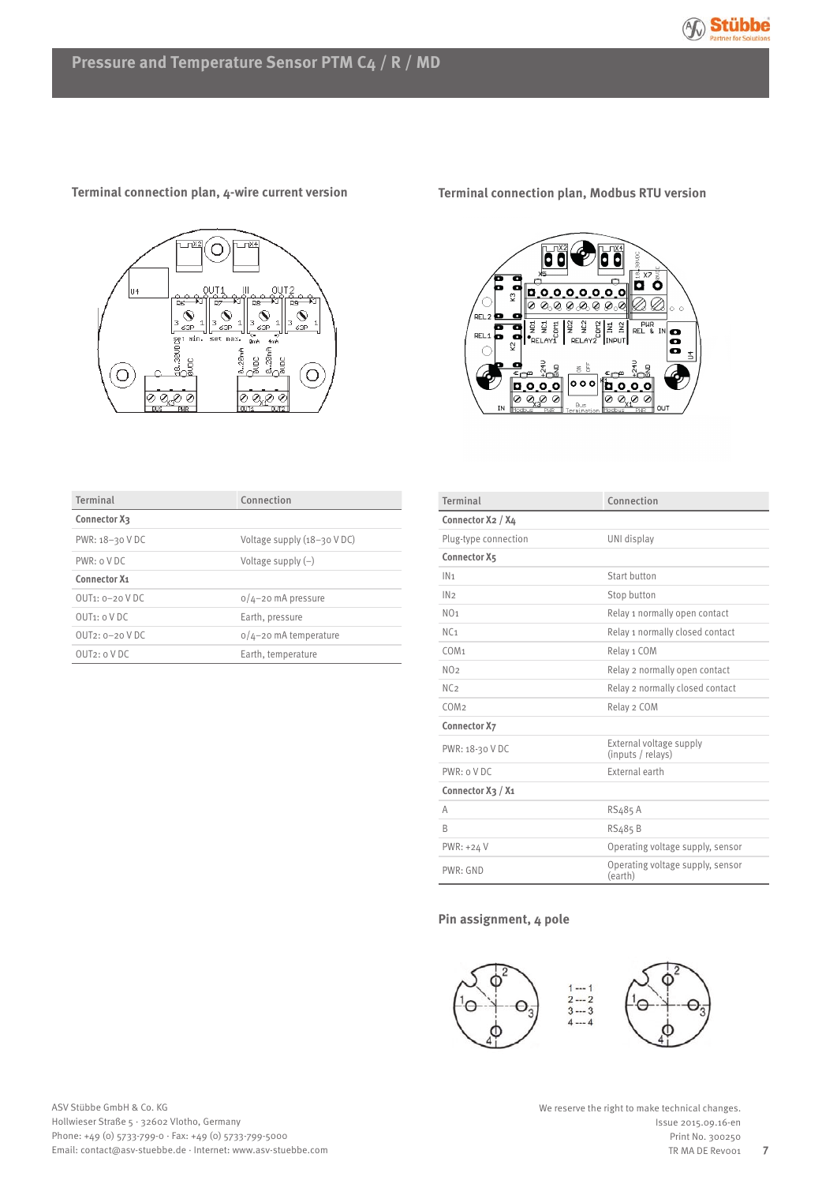## Pressure and Temperature Sensor PTM C4 / R / MD

### Terminal connection plan, 4-wire current version

| Terminal | Connection |
|---|---|
| **Connector X3** | |
| PWR: 18–30 V DC | Voltage supply (18–30 V DC) |
| PWR: 0 V DC | Voltage supply (–) |
| **Connector X1** | |
| OUT1: 0–20 V DC | 0/4–20 mA pressure |
| OUT1: 0 V DC | Earth, pressure |
| OUT2: 0–20 V DC | 0/4–20 mA temperature |
| OUT2: 0 V DC | Earth, temperature |

### Terminal connection plan, Modbus RTU version

| Terminal | Connection |
|---|---|
| **Connector X2 / X4** | |
| Plug-type connection | UNI display |
| **Connector X5** | |
| IN1 | Start button |
| IN2 | Stop button |
| NO1 | Relay 1 normally open contact |
| NC1 | Relay 1 normally closed contact |
| COM1 | Relay 1 COM |
| NO2 | Relay 2 normally open contact |
| NC2 | Relay 2 normally closed contact |
| COM2 | Relay 2 COM |
| **Connector X7** | |
| PWR: 18-30 V DC | External voltage supply (inputs / relays) |
| PWR: 0 V DC | External earth |
| **Connector X3 / X1** | |
| A | RS485 A |
| B | RS485 B |
| PWR: +24 V | Operating voltage supply, sensor |
| PWR: GND | Operating voltage supply, sensor (earth) |

### Pin assignment, 4 pole

1 --- 1
2 --- 2
3 --- 3
4 --- 4

ASV Stübbe GmbH & Co. KG
Hollwieser Straße 5 · 32602 Vlotho, Germany
Phone: +49 (0) 5733-799-0 · Fax: +49 (0) 5733-799-5000
Email: contact@asv-stuebbe.de · Internet: www.asv-stuebbe.com

We reserve the right to make technical changes.
Issue 2015.09.16-en
Print No. 300250
TR MA DE Rev001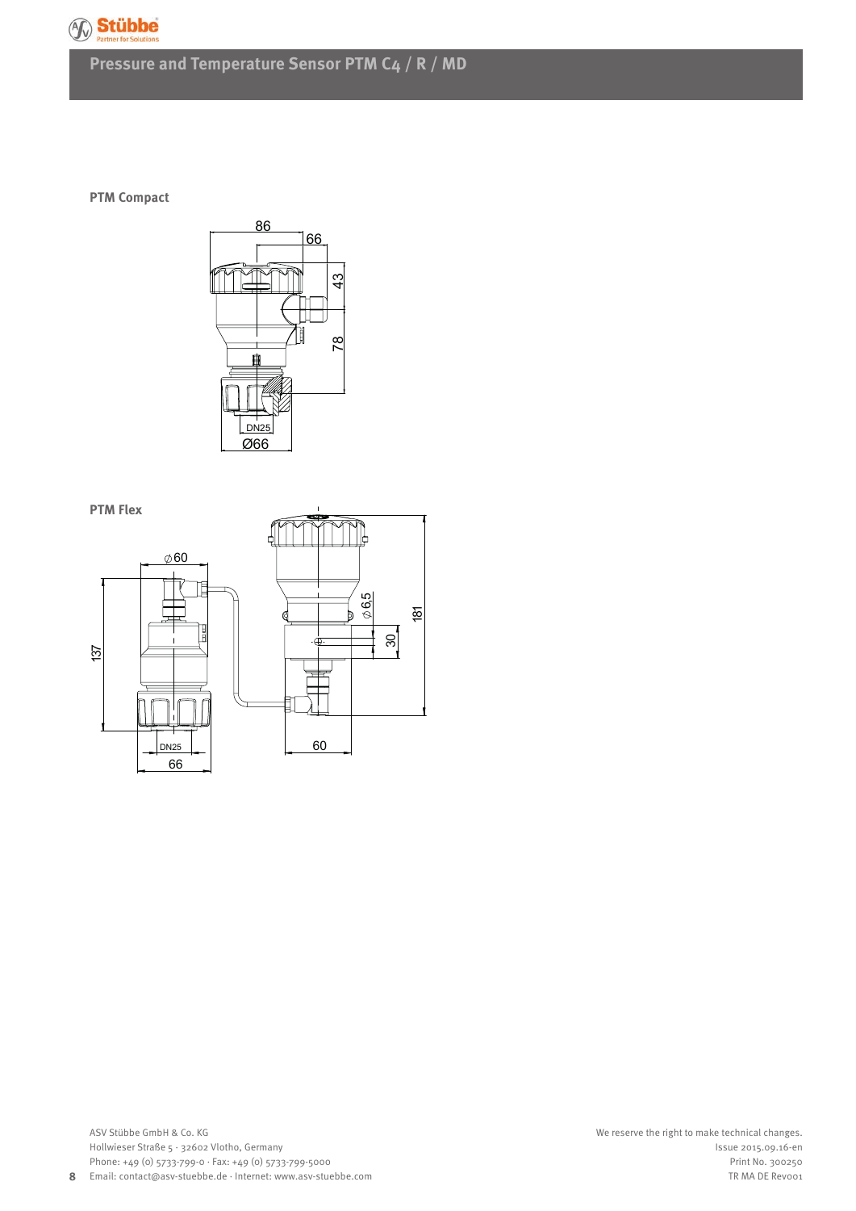# Pressure and Temperature Sensor PTM C4 / R / MD

**PTM Compact**

86
66
43
78
DN25
Ø66

**PTM Flex**

⌀60
137
DN25
66
⌀6,5
30
181
60